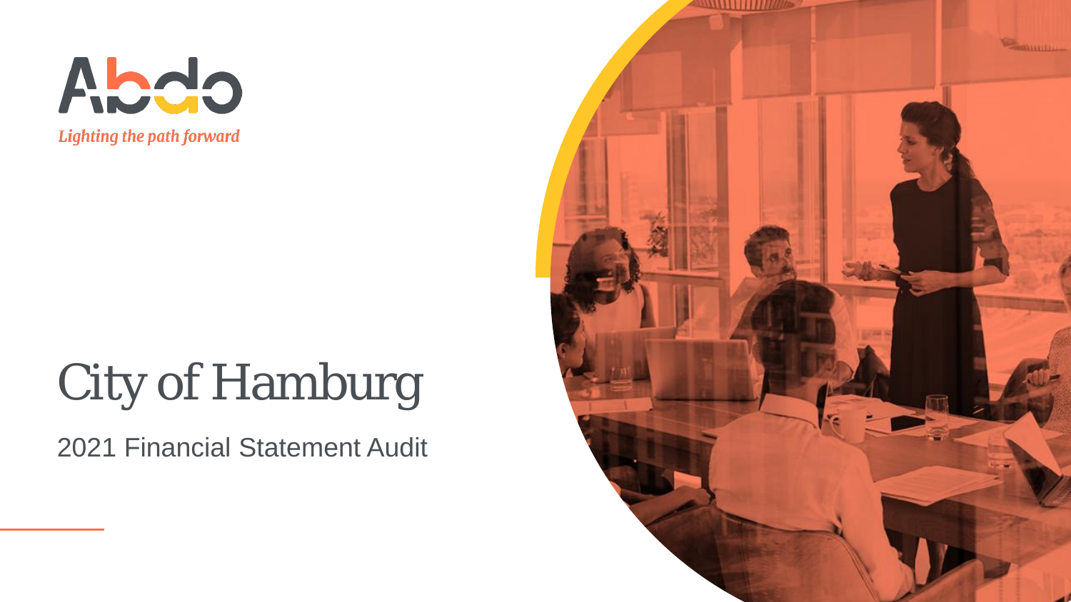Abdo

*Lighting the path forward*

# City of Hamburg

2021 Financial Statement Audit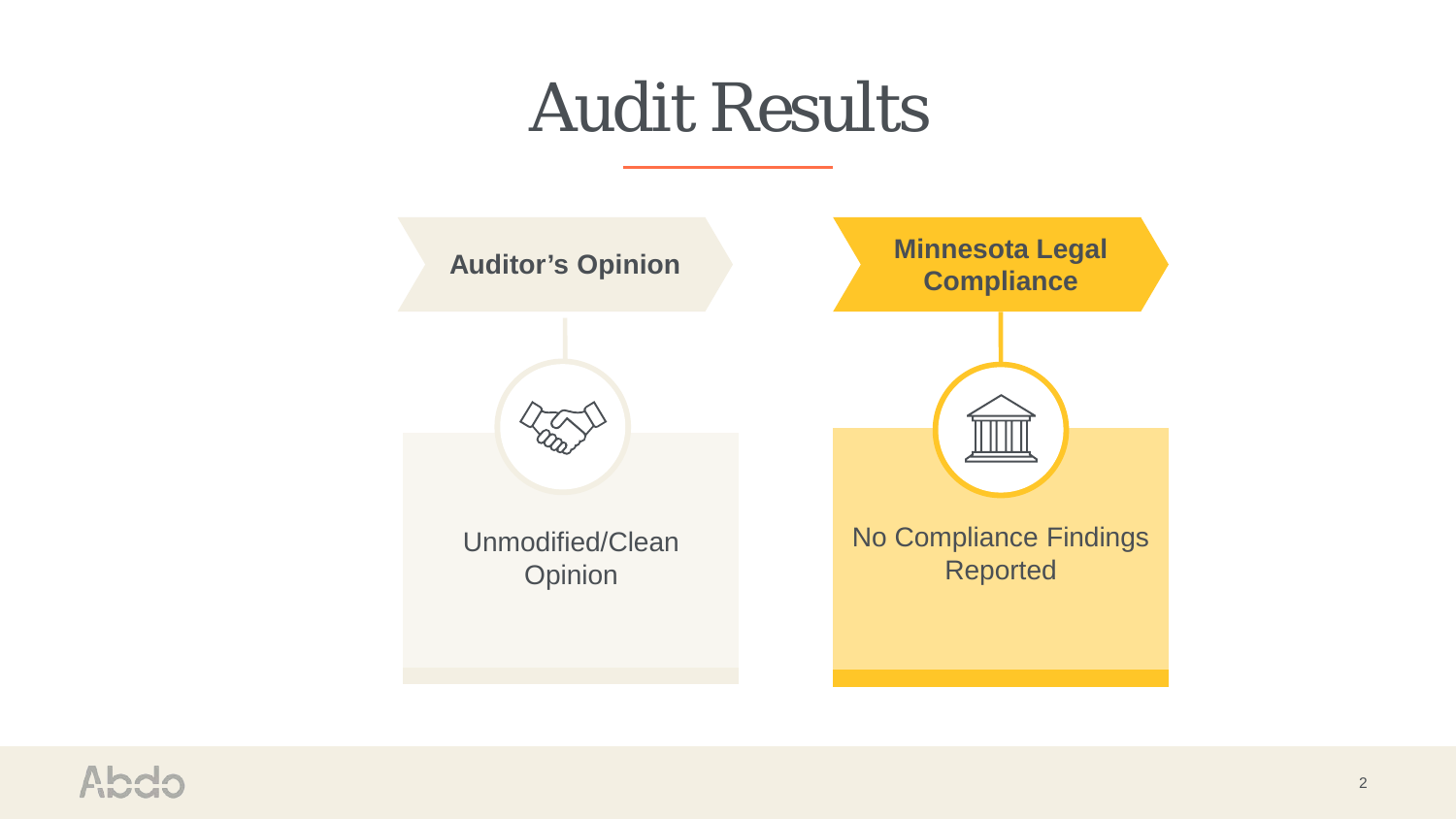# Audit Results

## Auditor's Opinion

Unmodified/Clean Opinion

## Minnesota Legal Compliance

No Compliance Findings Reported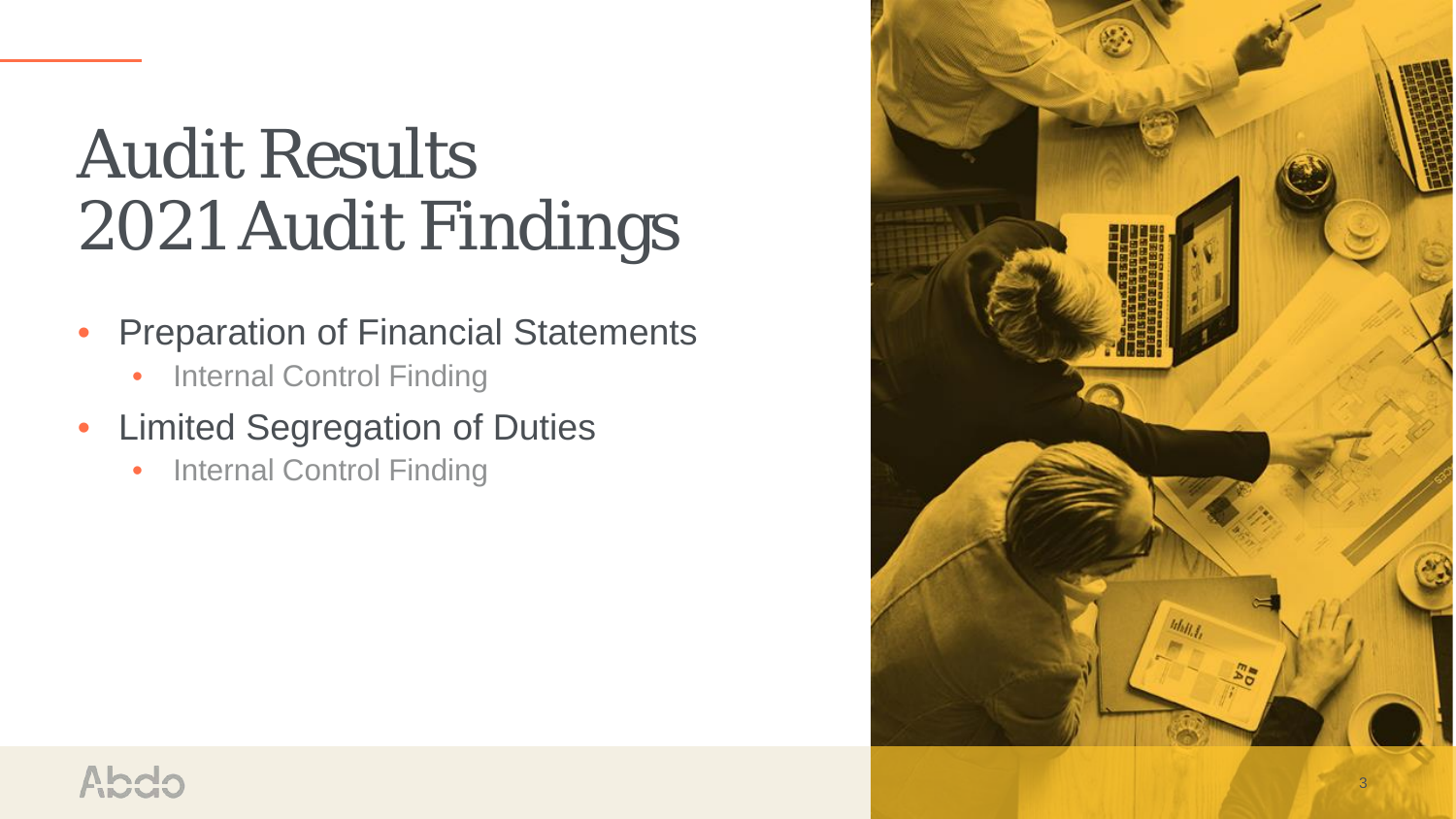# Audit Results
# 2021 Audit Findings

- Preparation of Financial Statements
  - Internal Control Finding
- Limited Segregation of Duties
  - Internal Control Finding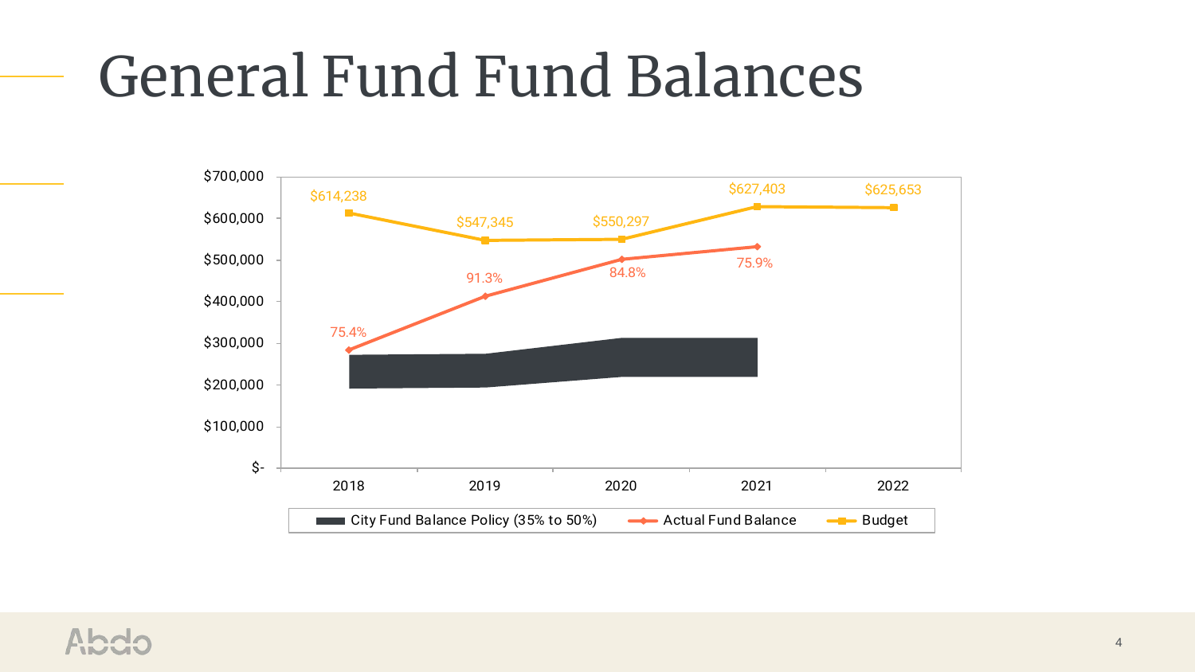# General Fund Fund Balances

| | 2018 | 2019 | 2020 | 2021 | 2022 |
|---|---|---|---|---|---|
| Budget | $614,238 | $547,345 | $550,297 | $627,403 | $625,653 |
| Actual Fund Balance (% of budget) | 75.4% | 91.3% | 84.8% | 75.9% | |

Legend: City Fund Balance Policy (35% to 50%) | Actual Fund Balance | Budget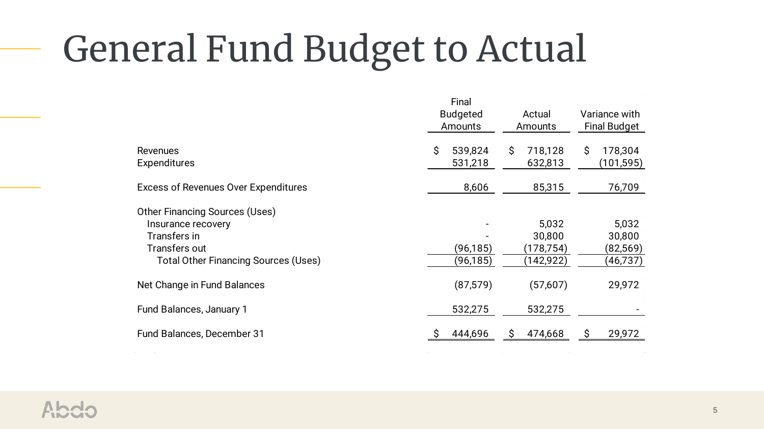# General Fund Budget to Actual

| | Final Budgeted Amounts | Actual Amounts | Variance with Final Budget |
|---|---|---|---|
| Revenues | $ 539,824 | $ 718,128 | $ 178,304 |
| Expenditures | 531,218 | 632,813 | (101,595) |
| Excess of Revenues Over Expenditures | 8,606 | 85,315 | 76,709 |
| Other Financing Sources (Uses) | | | |
| Insurance recovery | - | 5,032 | 5,032 |
| Transfers in | - | 30,800 | 30,800 |
| Transfers out | (96,185) | (178,754) | (82,569) |
| Total Other Financing Sources (Uses) | (96,185) | (142,922) | (46,737) |
| Net Change in Fund Balances | (87,579) | (57,607) | 29,972 |
| Fund Balances, January 1 | 532,275 | 532,275 | - |
| Fund Balances, December 31 | $ 444,696 | $ 474,668 | $ 29,972 |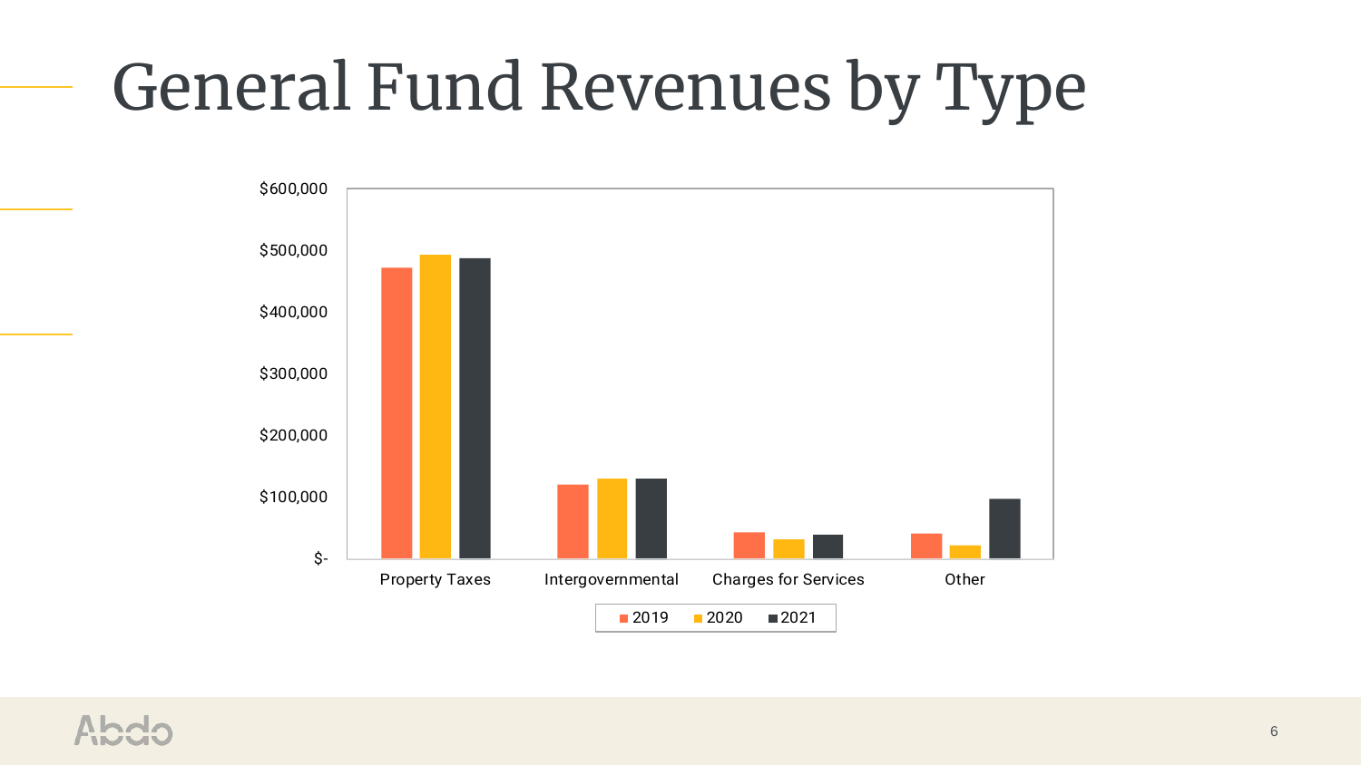# General Fund Revenues by Type

$600,000
$500,000
$400,000
$300,000
$200,000
$100,000
$-

Property Taxes | Intergovernmental | Charges for Services | Other

■ 2019 ■ 2020 ■ 2021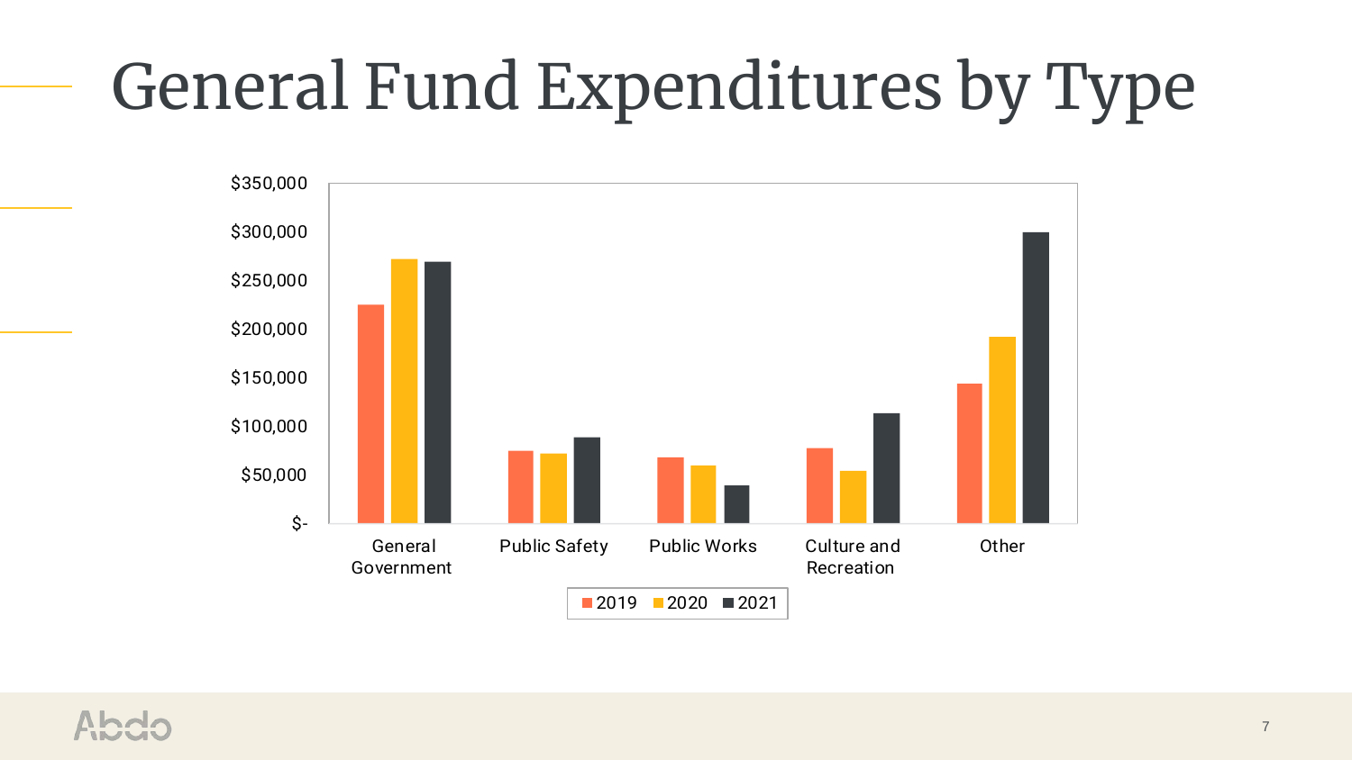# General Fund Expenditures by Type

$350,000
$300,000
$250,000
$200,000
$150,000
$100,000
$50,000
$-

General Government | Public Safety | Public Works | Culture and Recreation | Other

2019 | 2020 | 2021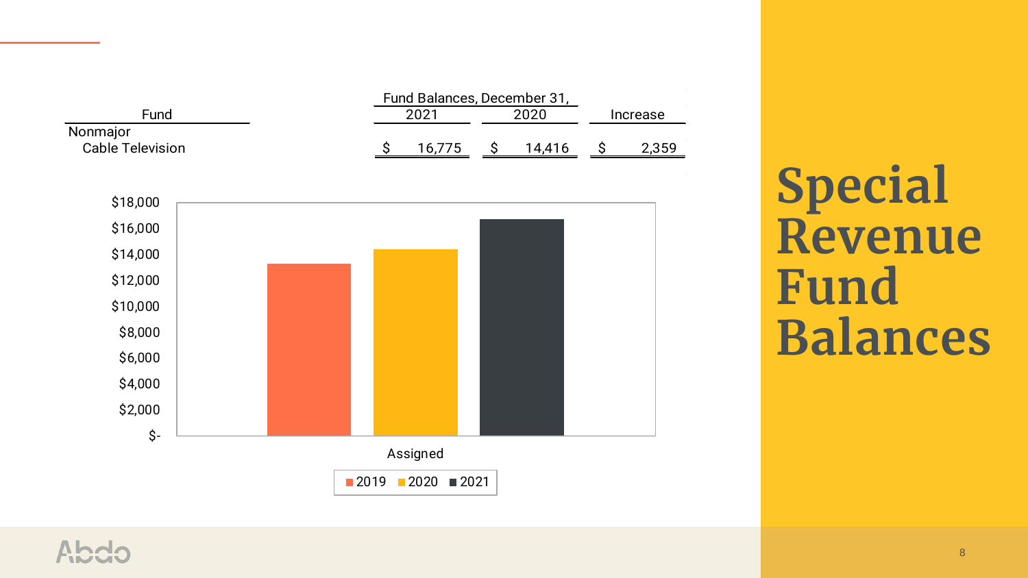# Special Revenue Fund Balances

| Fund | Fund Balances, December 31, 2021 | Fund Balances, December 31, 2020 | Increase |
|---|---|---|---|
| Nonmajor | | | |
| Cable Television | $ 16,775 | $ 14,416 | $ 2,359 |

$18,000
$16,000
$14,000
$12,000
$10,000
$8,000
$6,000
$4,000
$2,000
$-

Assigned

2019 2020 2021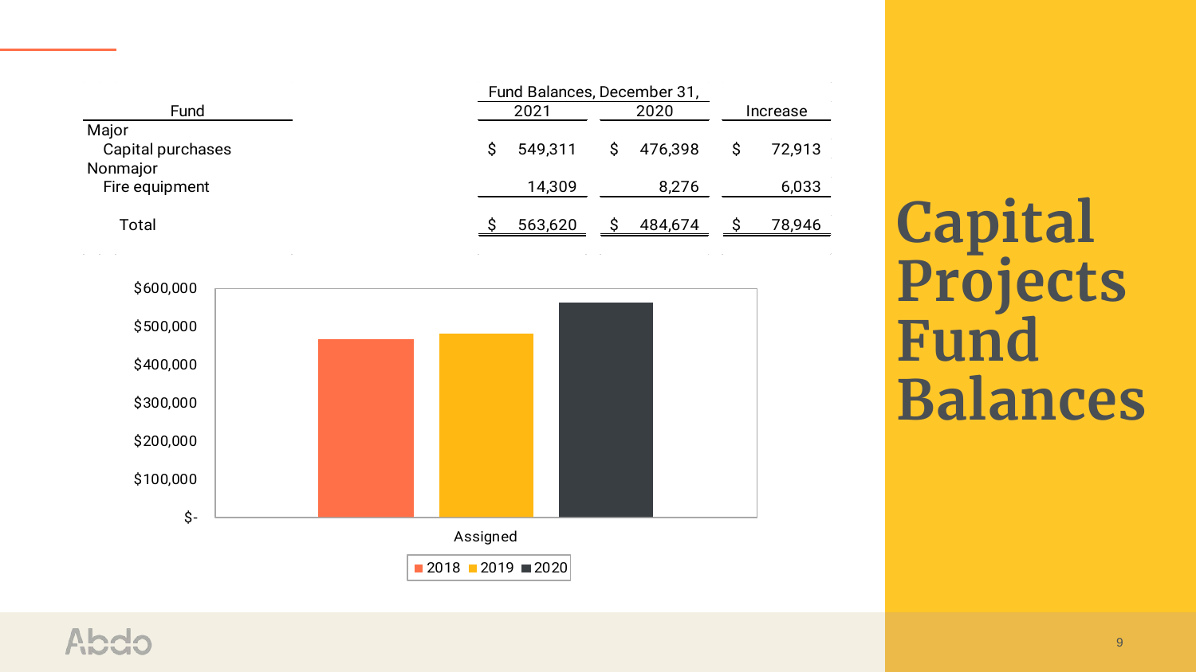# Capital Projects Fund Balances

| Fund | Fund Balances, December 31, 2021 | 2020 | Increase |
|---|---|---|---|
| Major | | | |
| Capital purchases | $ 549,311 | $ 476,398 | $ 72,913 |
| Nonmajor | | | |
| Fire equipment | 14,309 | 8,276 | 6,033 |
| Total | $ 563,620 | $ 484,674 | $ 78,946 |

$600,000
$500,000
$400,000
$300,000
$200,000
$100,000
$-

Assigned

2018 2019 2020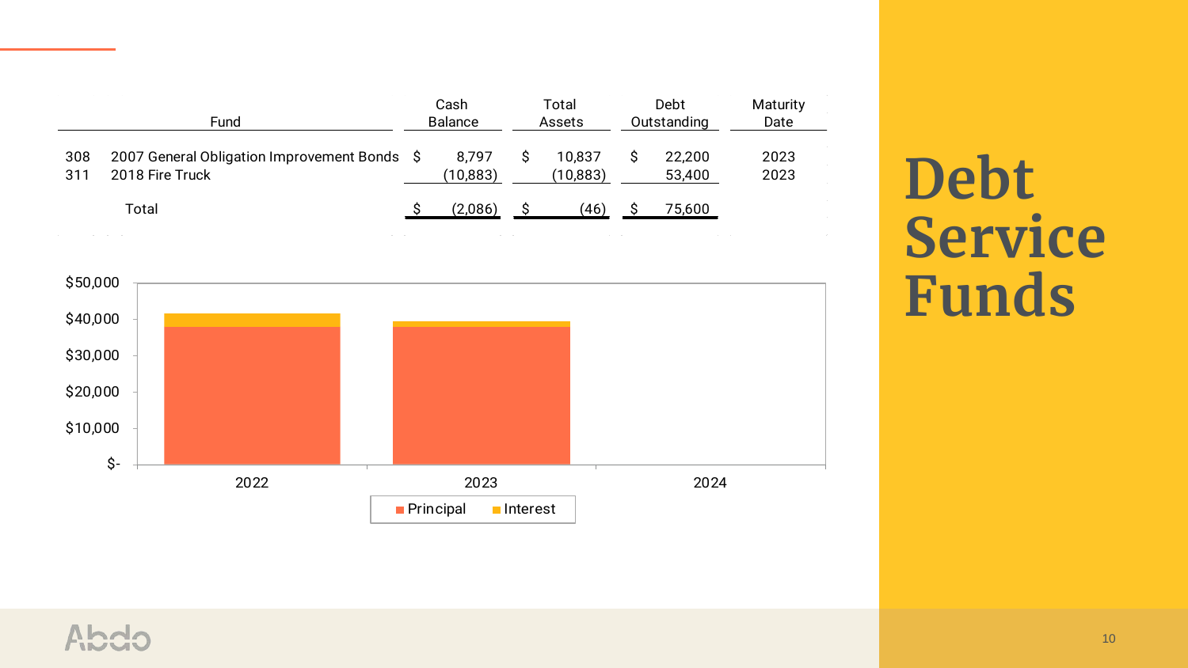# Debt Service Funds

| | Fund | Cash Balance | Total Assets | Debt Outstanding | Maturity Date |
|---|---|---|---|---|---|
| 308 | 2007 General Obligation Improvement Bonds | $ 8,797 | $ 10,837 | $ 22,200 | 2023 |
| 311 | 2018 Fire Truck | (10,883) | (10,883) | 53,400 | 2023 |
| | Total | $ (2,086) | $ (46) | $ 75,600 | |

$50,000
$40,000
$30,000
$20,000
$10,000
$-

2022 2023 2024

Principal Interest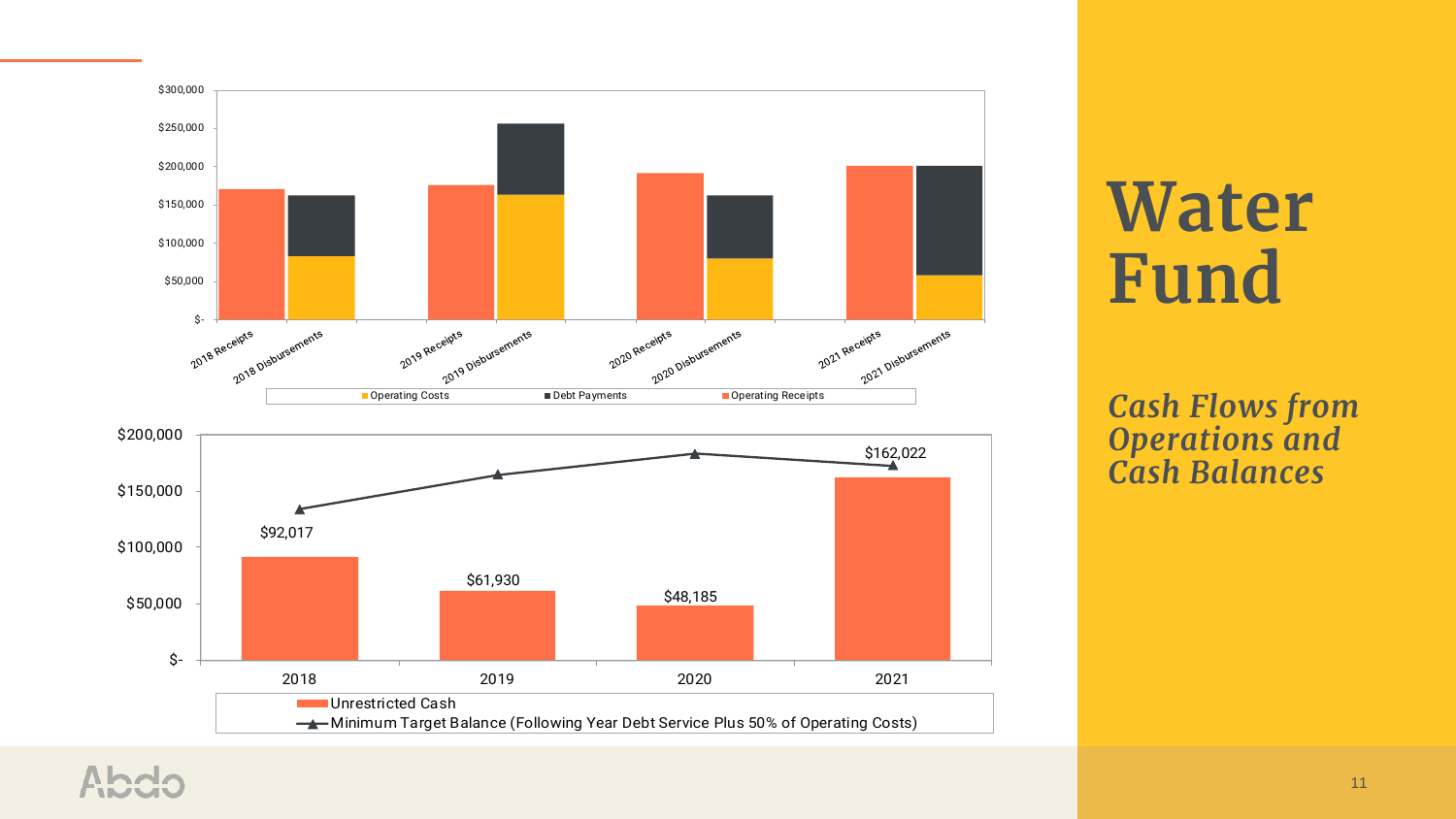# Water Fund

*Cash Flows from Operations and Cash Balances*

| | Operating Receipts | Operating Costs | Debt Payments |
|---|---|---|---|
| 2018 Receipts | $170,000 (approx.) | | |
| 2018 Disbursements | | $83,000 (approx.) | $79,000 (approx.) |
| 2019 Receipts | $175,000 (approx.) | | |
| 2019 Disbursements | | $163,000 (approx.) | $93,000 (approx.) |
| 2020 Receipts | $191,000 (approx.) | | |
| 2020 Disbursements | | $80,000 (approx.) | $82,000 (approx.) |
| 2021 Receipts | $200,000 (approx.) | | |
| 2021 Disbursements | | $58,000 (approx.) | $142,000 (approx.) |

| Year | Unrestricted Cash | Minimum Target Balance (Following Year Debt Service Plus 50% of Operating Costs) |
|---|---|---|
| 2018 | $92,017 | $133,000 (approx.) |
| 2019 | $61,930 | $164,000 (approx.) |
| 2020 | $48,185 | $183,000 (approx.) |
| 2021 | $162,022 | $172,000 (approx.) |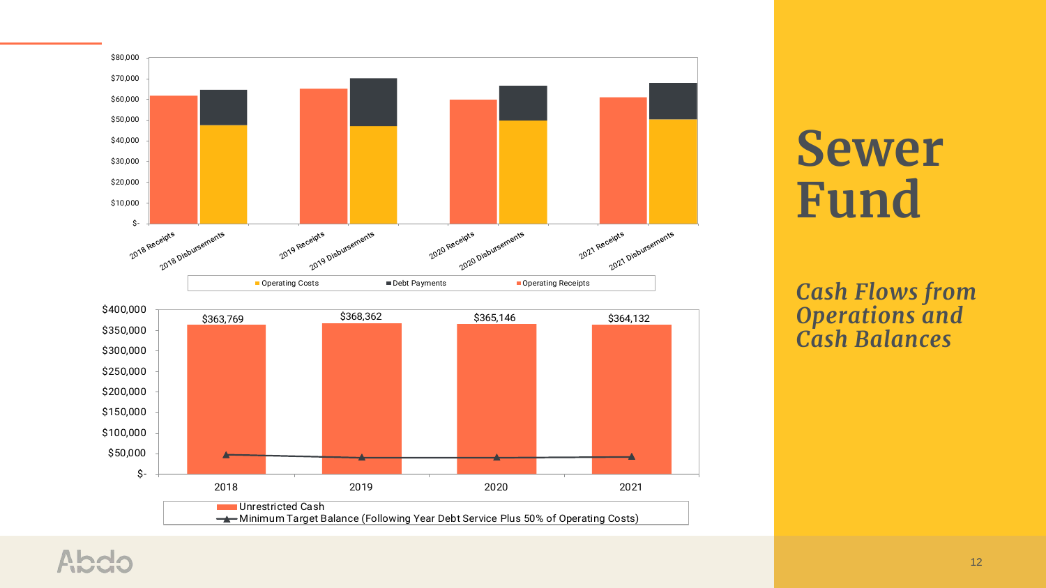# Sewer Fund

*Cash Flows from Operations and Cash Balances*

$80,000
$70,000
$60,000
$50,000
$40,000
$30,000
$20,000
$10,000
$-

2018 Receipts, 2018 Disbursements, 2019 Receipts, 2019 Disbursements, 2020 Receipts, 2020 Disbursements, 2021 Receipts, 2021 Disbursements

Operating Costs | Debt Payments | Operating Receipts

$400,000
$350,000
$300,000
$250,000
$200,000
$150,000
$100,000
$50,000
$-

| | 2018 | 2019 | 2020 | 2021 |
|---|---|---|---|---|
| Unrestricted Cash | $363,769 | $368,362 | $365,146 | $364,132 |

Unrestricted Cash

Minimum Target Balance (Following Year Debt Service Plus 50% of Operating Costs)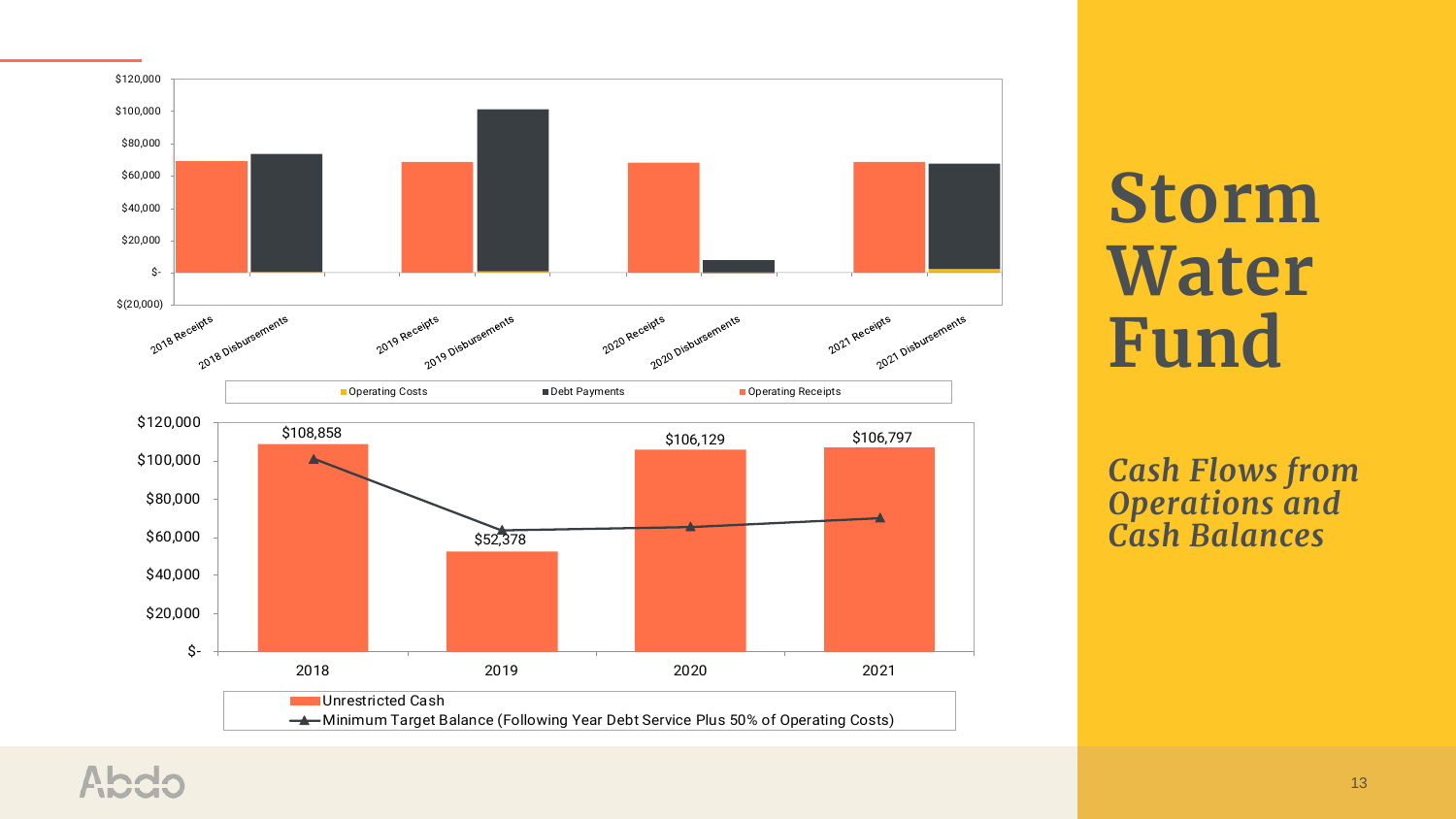# Storm Water Fund

*Cash Flows from Operations and Cash Balances*

$120,000
$100,000
$80,000
$60,000
$40,000
$20,000
$-
$(20,000)

2018 Receipts | 2018 Disbursements | 2019 Receipts | 2019 Disbursements | 2020 Receipts | 2020 Disbursements | 2021 Receipts | 2021 Disbursements

Operating Costs | Debt Payments | Operating Receipts

| | 2018 | 2019 | 2020 | 2021 |
|---|---|---|---|---|
| Unrestricted Cash | $108,858 | $52,378 | $106,129 | $106,797 |

Unrestricted Cash

Minimum Target Balance (Following Year Debt Service Plus 50% of Operating Costs)

Abdo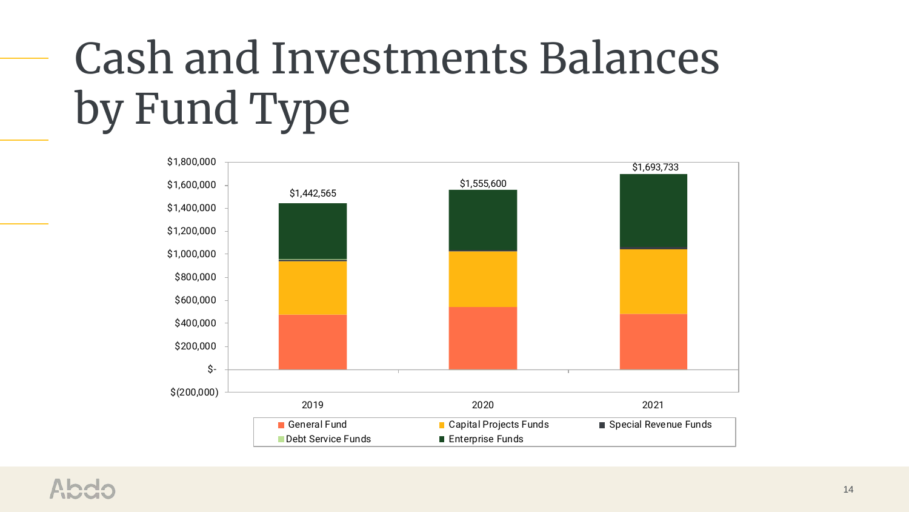# Cash and Investments Balances by Fund Type

| Year | Total |
| --- | --- |
| 2019 | $1,442,565 |
| 2020 | $1,555,600 |
| 2021 | $1,693,733 |

Legend: General Fund, Capital Projects Funds, Special Revenue Funds, Debt Service Funds, Enterprise Funds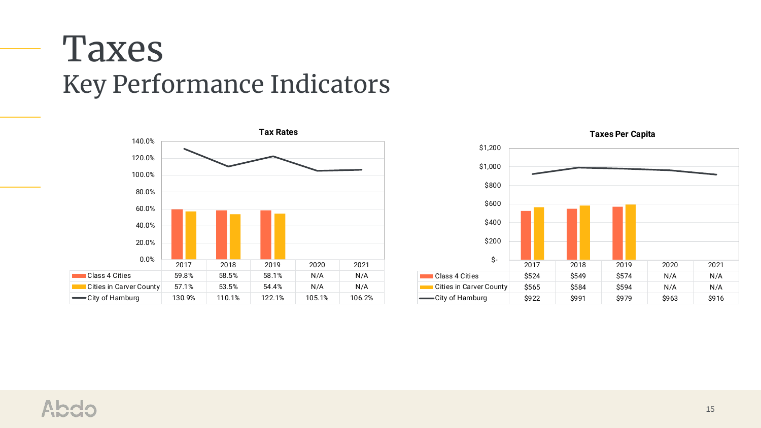# Taxes

## Key Performance Indicators

**Tax Rates**

| | 2017 | 2018 | 2019 | 2020 | 2021 |
|---|---|---|---|---|---|
| Class 4 Cities | 59.8% | 58.5% | 58.1% | N/A | N/A |
| Cities in Carver County | 57.1% | 53.5% | 54.4% | N/A | N/A |
| City of Hamburg | 130.9% | 110.1% | 122.1% | 105.1% | 106.2% |

**Taxes Per Capita**

| | 2017 | 2018 | 2019 | 2020 | 2021 |
|---|---|---|---|---|---|
| Class 4 Cities | $524 | $549 | $574 | N/A | N/A |
| Cities in Carver County | $565 | $584 | $594 | N/A | N/A |
| City of Hamburg | $922 | $991 | $979 | $963 | $916 |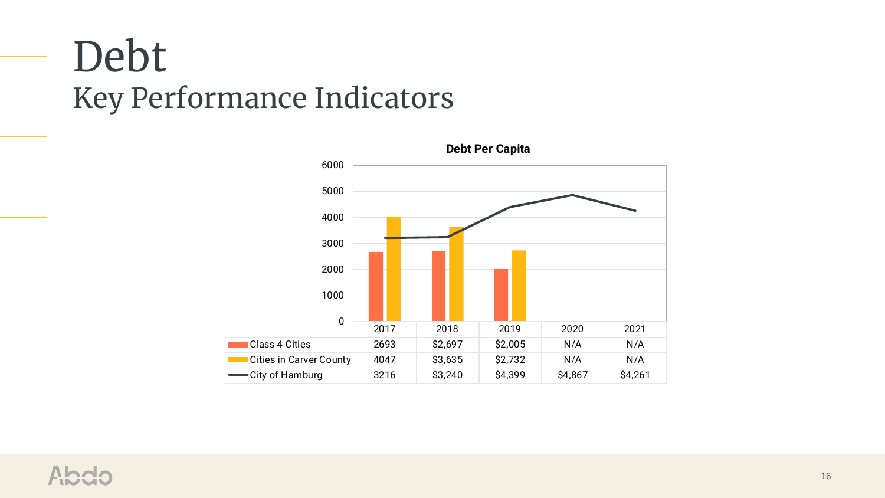# Debt

## Key Performance Indicators

**Debt Per Capita**

| | 2017 | 2018 | 2019 | 2020 | 2021 |
|---|---|---|---|---|---|
| Class 4 Cities | 2693 | $2,697 | $2,005 | N/A | N/A |
| Cities in Carver County | 4047 | $3,635 | $2,732 | N/A | N/A |
| City of Hamburg | 3216 | $3,240 | $4,399 | $4,867 | $4,261 |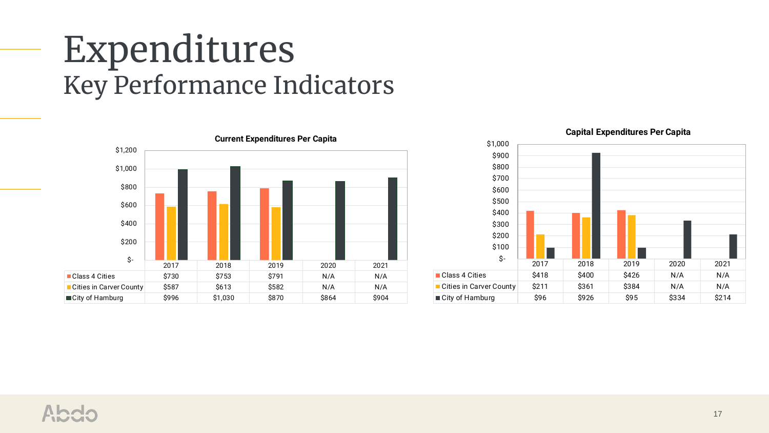# Expenditures

## Key Performance Indicators

**Current Expenditures Per Capita**

| | 2017 | 2018 | 2019 | 2020 | 2021 |
|---|---|---|---|---|---|
| Class 4 Cities | $730 | $753 | $791 | N/A | N/A |
| Cities in Carver County | $587 | $613 | $582 | N/A | N/A |
| City of Hamburg | $996 | $1,030 | $870 | $864 | $904 |

**Capital Expenditures Per Capita**

| | 2017 | 2018 | 2019 | 2020 | 2021 |
|---|---|---|---|---|---|
| Class 4 Cities | $418 | $400 | $426 | N/A | N/A |
| Cities in Carver County | $211 | $361 | $384 | N/A | N/A |
| City of Hamburg | $96 | $926 | $95 | $334 | $214 |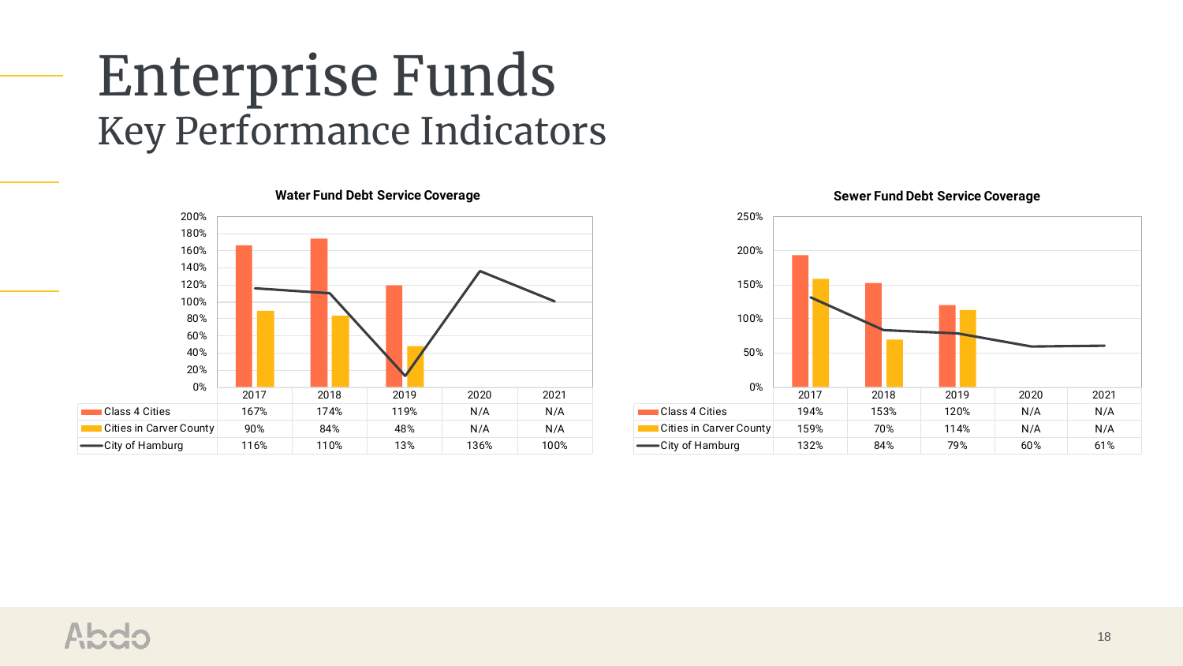# Enterprise Funds

## Key Performance Indicators

**Water Fund Debt Service Coverage**

| | 2017 | 2018 | 2019 | 2020 | 2021 |
|---|---|---|---|---|---|
| Class 4 Cities | 167% | 174% | 119% | N/A | N/A |
| Cities in Carver County | 90% | 84% | 48% | N/A | N/A |
| City of Hamburg | 116% | 110% | 13% | 136% | 100% |

**Sewer Fund Debt Service Coverage**

| | 2017 | 2018 | 2019 | 2020 | 2021 |
|---|---|---|---|---|---|
| Class 4 Cities | 194% | 153% | 120% | N/A | N/A |
| Cities in Carver County | 159% | 70% | 114% | N/A | N/A |
| City of Hamburg | 132% | 84% | 79% | 60% | 61% |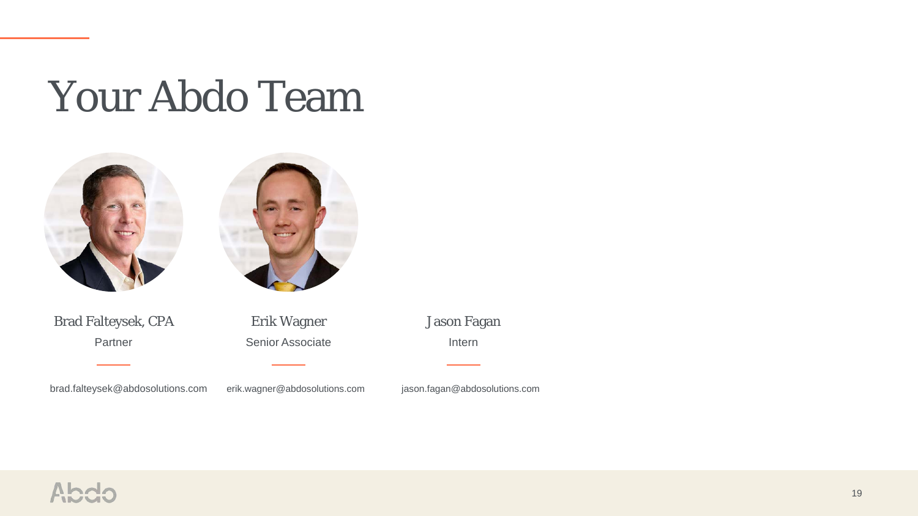# Your Abdo Team

Brad Falteysek, CPA
Partner
brad.falteysek@abdosolutions.com

Erik Wagner
Senior Associate
erik.wagner@abdosolutions.com

Jason Fagan
Intern
jason.fagan@abdosolutions.com